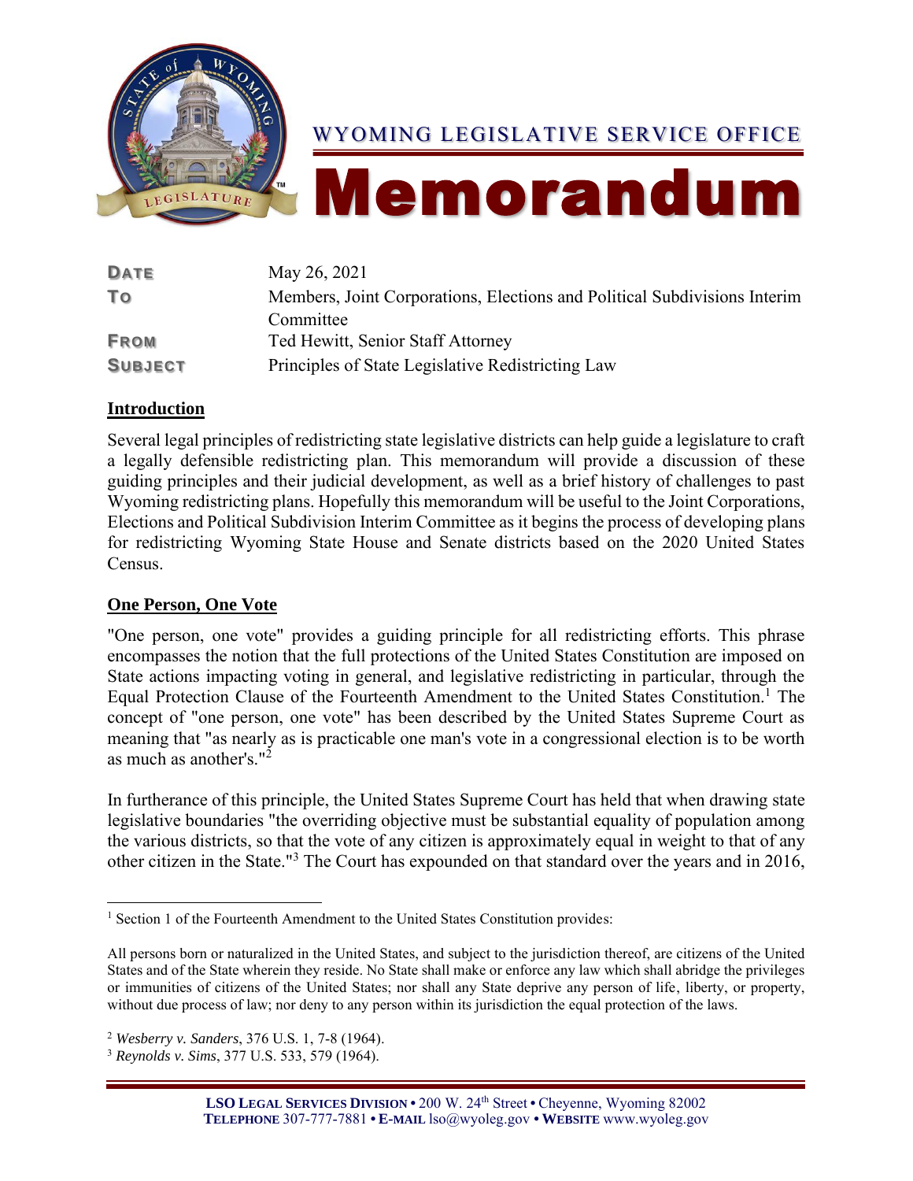# WYOMING LEGISLATIVE SERVICE OFFICE

# Memorandum

| | |
|---|---|
| **DATE** | May 26, 2021 |
| **TO** | Members, Joint Corporations, Elections and Political Subdivisions Interim Committee |
| **FROM** | Ted Hewitt, Senior Staff Attorney |
| **SUBJECT** | Principles of State Legislative Redistricting Law |

## Introduction

Several legal principles of redistricting state legislative districts can help guide a legislature to craft a legally defensible redistricting plan. This memorandum will provide a discussion of these guiding principles and their judicial development, as well as a brief history of challenges to past Wyoming redistricting plans. Hopefully this memorandum will be useful to the Joint Corporations, Elections and Political Subdivision Interim Committee as it begins the process of developing plans for redistricting Wyoming State House and Senate districts based on the 2020 United States Census.

## One Person, One Vote

"One person, one vote" provides a guiding principle for all redistricting efforts. This phrase encompasses the notion that the full protections of the United States Constitution are imposed on State actions impacting voting in general, and legislative redistricting in particular, through the Equal Protection Clause of the Fourteenth Amendment to the United States Constitution.[1] The concept of "one person, one vote" has been described by the United States Supreme Court as meaning that "as nearly as is practicable one man's vote in a congressional election is to be worth as much as another's."[2]

In furtherance of this principle, the United States Supreme Court has held that when drawing state legislative boundaries "the overriding objective must be substantial equality of population among the various districts, so that the vote of any citizen is approximately equal in weight to that of any other citizen in the State."[3] The Court has expounded on that standard over the years and in 2016,

---

[1] Section 1 of the Fourteenth Amendment to the United States Constitution provides:

All persons born or naturalized in the United States, and subject to the jurisdiction thereof, are citizens of the United States and of the State wherein they reside. No State shall make or enforce any law which shall abridge the privileges or immunities of citizens of the United States; nor shall any State deprive any person of life, liberty, or property, without due process of law; nor deny to any person within its jurisdiction the equal protection of the laws.

[2] *Wesberry v. Sanders*, 376 U.S. 1, 7-8 (1964).

[3] *Reynolds v. Sims*, 377 U.S. 533, 579 (1964).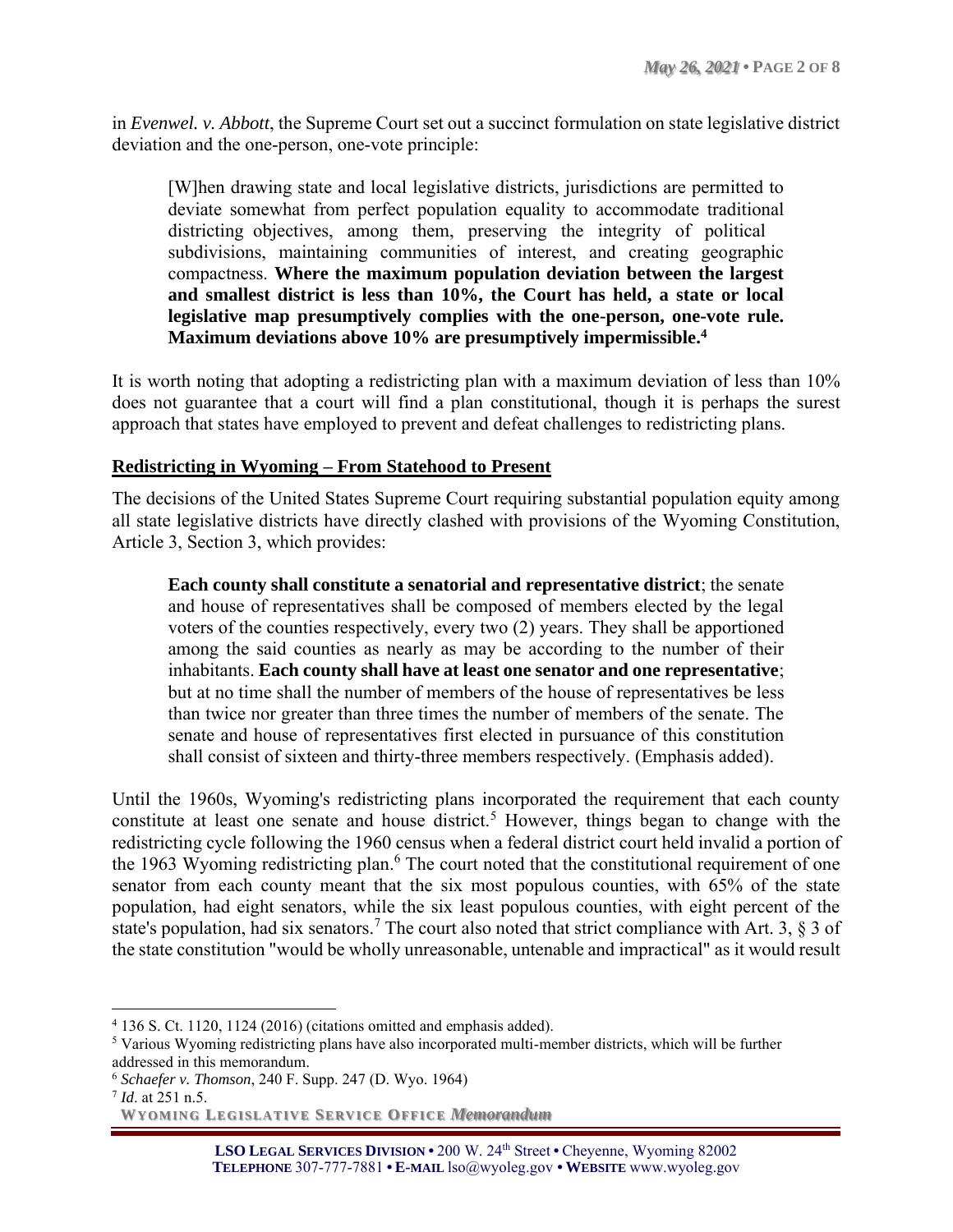in *Evenwel. v. Abbott*, the Supreme Court set out a succinct formulation on state legislative district deviation and the one-person, one-vote principle:

> [W]hen drawing state and local legislative districts, jurisdictions are permitted to deviate somewhat from perfect population equality to accommodate traditional districting objectives, among them, preserving the integrity of political subdivisions, maintaining communities of interest, and creating geographic compactness. **Where the maximum population deviation between the largest and smallest district is less than 10%, the Court has held, a state or local legislative map presumptively complies with the one-person, one-vote rule. Maximum deviations above 10% are presumptively impermissible.**[4]

It is worth noting that adopting a redistricting plan with a maximum deviation of less than 10% does not guarantee that a court will find a plan constitutional, though it is perhaps the surest approach that states have employed to prevent and defeat challenges to redistricting plans.

## Redistricting in Wyoming – From Statehood to Present

The decisions of the United States Supreme Court requiring substantial population equity among all state legislative districts have directly clashed with provisions of the Wyoming Constitution, Article 3, Section 3, which provides:

> **Each county shall constitute a senatorial and representative district**; the senate and house of representatives shall be composed of members elected by the legal voters of the counties respectively, every two (2) years. They shall be apportioned among the said counties as nearly as may be according to the number of their inhabitants. **Each county shall have at least one senator and one representative**; but at no time shall the number of members of the house of representatives be less than twice nor greater than three times the number of members of the senate. The senate and house of representatives first elected in pursuance of this constitution shall consist of sixteen and thirty-three members respectively. (Emphasis added).

Until the 1960s, Wyoming's redistricting plans incorporated the requirement that each county constitute at least one senate and house district.[5] However, things began to change with the redistricting cycle following the 1960 census when a federal district court held invalid a portion of the 1963 Wyoming redistricting plan.[6] The court noted that the constitutional requirement of one senator from each county meant that the six most populous counties, with 65% of the state population, had eight senators, while the six least populous counties, with eight percent of the state's population, had six senators.[7] The court also noted that strict compliance with Art. 3, § 3 of the state constitution "would be wholly unreasonable, untenable and impractical" as it would result

---

[4] 136 S. Ct. 1120, 1124 (2016) (citations omitted and emphasis added).

[5] Various Wyoming redistricting plans have also incorporated multi-member districts, which will be further addressed in this memorandum.

[6] *Schaefer v. Thomson*, 240 F. Supp. 247 (D. Wyo. 1964)

[7] *Id*. at 251 n.5.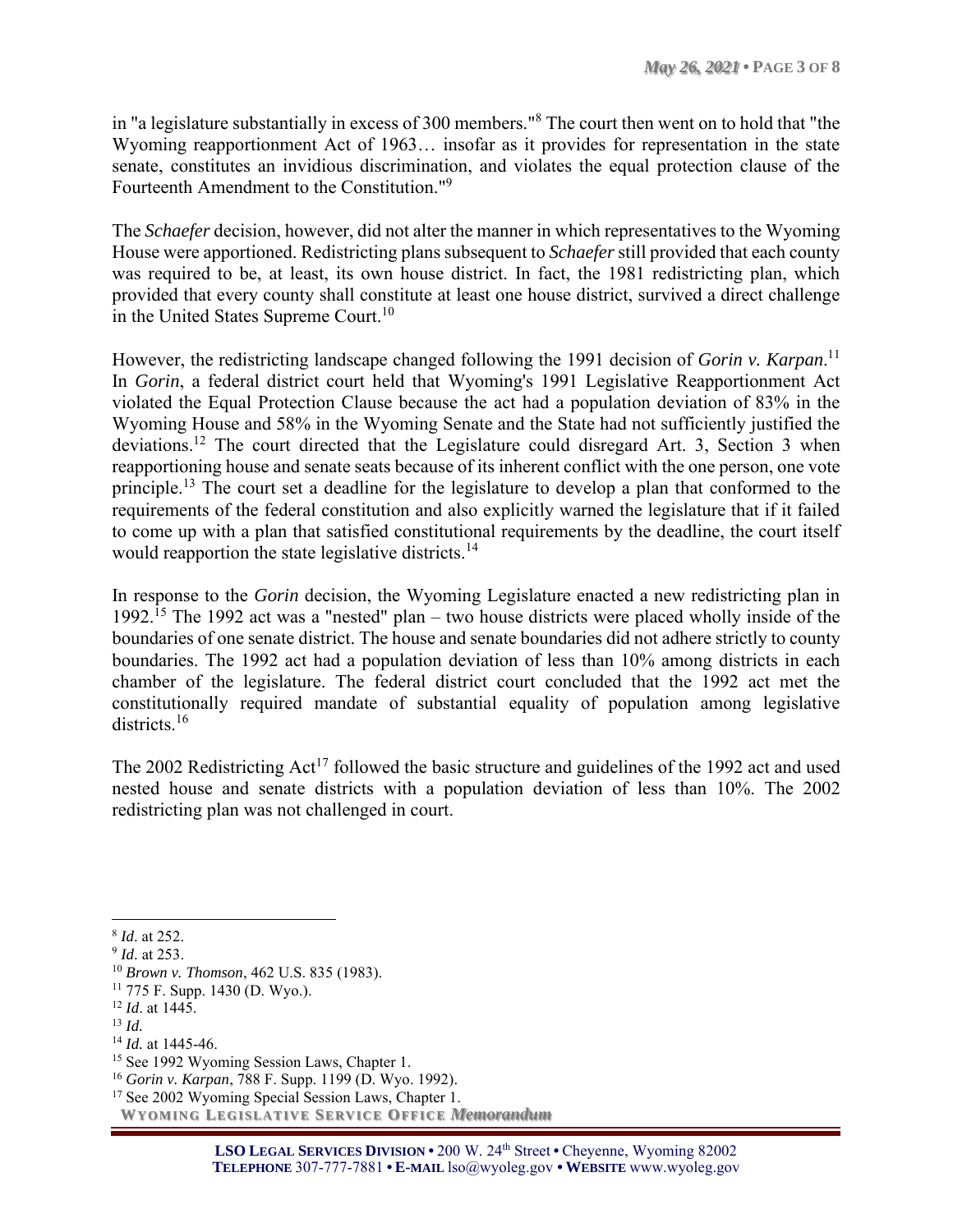in "a legislature substantially in excess of 300 members."[8] The court then went on to hold that "the Wyoming reapportionment Act of 1963… insofar as it provides for representation in the state senate, constitutes an invidious discrimination, and violates the equal protection clause of the Fourteenth Amendment to the Constitution."[9]

The *Schaefer* decision, however, did not alter the manner in which representatives to the Wyoming House were apportioned. Redistricting plans subsequent to *Schaefer* still provided that each county was required to be, at least, its own house district. In fact, the 1981 redistricting plan, which provided that every county shall constitute at least one house district, survived a direct challenge in the United States Supreme Court.[10]

However, the redistricting landscape changed following the 1991 decision of *Gorin v. Karpan*.[11] In *Gorin*, a federal district court held that Wyoming's 1991 Legislative Reapportionment Act violated the Equal Protection Clause because the act had a population deviation of 83% in the Wyoming House and 58% in the Wyoming Senate and the State had not sufficiently justified the deviations.[12] The court directed that the Legislature could disregard Art. 3, Section 3 when reapportioning house and senate seats because of its inherent conflict with the one person, one vote principle.[13] The court set a deadline for the legislature to develop a plan that conformed to the requirements of the federal constitution and also explicitly warned the legislature that if it failed to come up with a plan that satisfied constitutional requirements by the deadline, the court itself would reapportion the state legislative districts.[14]

In response to the *Gorin* decision, the Wyoming Legislature enacted a new redistricting plan in 1992.[15] The 1992 act was a "nested" plan – two house districts were placed wholly inside of the boundaries of one senate district. The house and senate boundaries did not adhere strictly to county boundaries. The 1992 act had a population deviation of less than 10% among districts in each chamber of the legislature. The federal district court concluded that the 1992 act met the constitutionally required mandate of substantial equality of population among legislative districts.[16]

The 2002 Redistricting Act[17] followed the basic structure and guidelines of the 1992 act and used nested house and senate districts with a population deviation of less than 10%. The 2002 redistricting plan was not challenged in court.

---

[8] *Id*. at 252.
[9] *Id*. at 253.
[10] *Brown v. Thomson*, 462 U.S. 835 (1983).
[11] 775 F. Supp. 1430 (D. Wyo.).
[12] *Id*. at 1445.
[13] *Id.*
[14] *Id.* at 1445-46.
[15] See 1992 Wyoming Session Laws, Chapter 1.
[16] *Gorin v. Karpan*, 788 F. Supp. 1199 (D. Wyo. 1992).
[17] See 2002 Wyoming Special Session Laws, Chapter 1.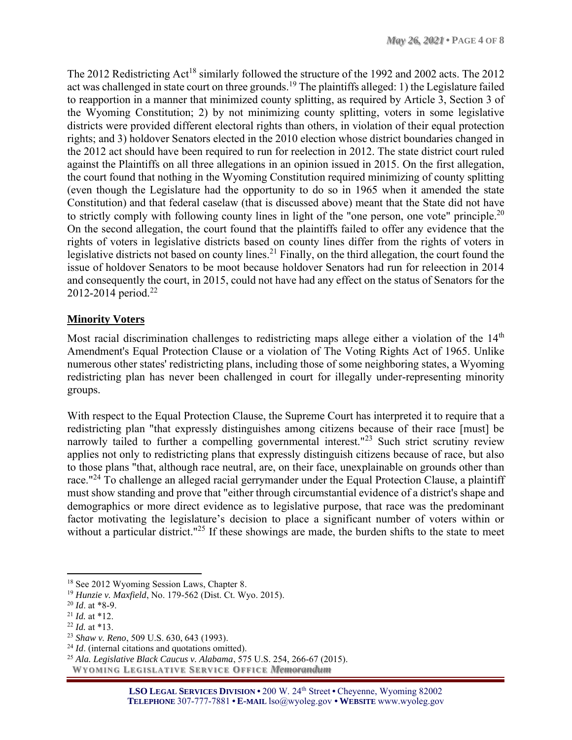The 2012 Redistricting Act[18] similarly followed the structure of the 1992 and 2002 acts. The 2012 act was challenged in state court on three grounds.[19] The plaintiffs alleged: 1) the Legislature failed to reapportion in a manner that minimized county splitting, as required by Article 3, Section 3 of the Wyoming Constitution; 2) by not minimizing county splitting, voters in some legislative districts were provided different electoral rights than others, in violation of their equal protection rights; and 3) holdover Senators elected in the 2010 election whose district boundaries changed in the 2012 act should have been required to run for reelection in 2012. The state district court ruled against the Plaintiffs on all three allegations in an opinion issued in 2015. On the first allegation, the court found that nothing in the Wyoming Constitution required minimizing of county splitting (even though the Legislature had the opportunity to do so in 1965 when it amended the state Constitution) and that federal caselaw (that is discussed above) meant that the State did not have to strictly comply with following county lines in light of the "one person, one vote" principle.[20] On the second allegation, the court found that the plaintiffs failed to offer any evidence that the rights of voters in legislative districts based on county lines differ from the rights of voters in legislative districts not based on county lines.[21] Finally, on the third allegation, the court found the issue of holdover Senators to be moot because holdover Senators had run for releection in 2014 and consequently the court, in 2015, could not have had any effect on the status of Senators for the 2012-2014 period.[22]

## Minority Voters

Most racial discrimination challenges to redistricting maps allege either a violation of the 14th Amendment's Equal Protection Clause or a violation of The Voting Rights Act of 1965. Unlike numerous other states' redistricting plans, including those of some neighboring states, a Wyoming redistricting plan has never been challenged in court for illegally under-representing minority groups.

With respect to the Equal Protection Clause, the Supreme Court has interpreted it to require that a redistricting plan "that expressly distinguishes among citizens because of their race [must] be narrowly tailed to further a compelling governmental interest."[23] Such strict scrutiny review applies not only to redistricting plans that expressly distinguish citizens because of race, but also to those plans "that, although race neutral, are, on their face, unexplainable on grounds other than race."[24] To challenge an alleged racial gerrymander under the Equal Protection Clause, a plaintiff must show standing and prove that "either through circumstantial evidence of a district's shape and demographics or more direct evidence as to legislative purpose, that race was the predominant factor motivating the legislature's decision to place a significant number of voters within or without a particular district."[25] If these showings are made, the burden shifts to the state to meet

---

[18] See 2012 Wyoming Session Laws, Chapter 8.

[19] *Hunzie v. Maxfield*, No. 179-562 (Dist. Ct. Wyo. 2015).

[20] *Id*. at *8-9.

[21] *Id.* at *12.

[22] *Id.* at *13.

[23] *Shaw v. Reno*, 509 U.S. 630, 643 (1993).

[24] *Id*. (internal citations and quotations omitted).

[25] *Ala. Legislative Black Caucus v. Alabama*, 575 U.S. 254, 266-67 (2015).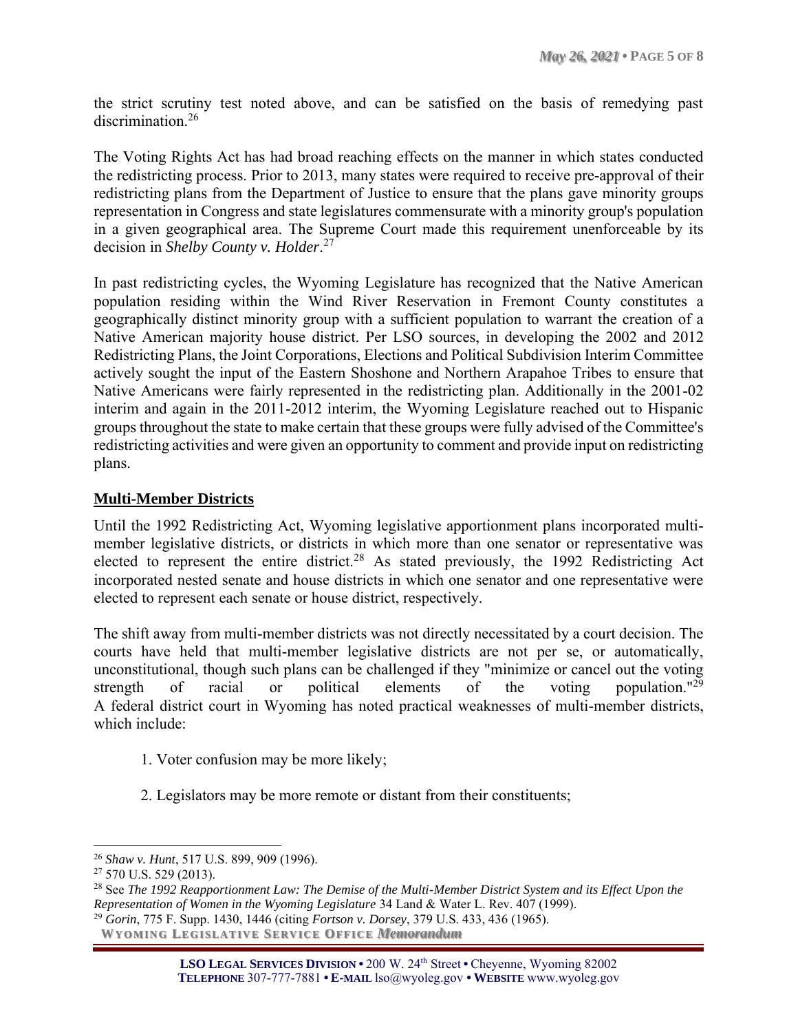the strict scrutiny test noted above, and can be satisfied on the basis of remedying past discrimination.[26]

The Voting Rights Act has had broad reaching effects on the manner in which states conducted the redistricting process. Prior to 2013, many states were required to receive pre-approval of their redistricting plans from the Department of Justice to ensure that the plans gave minority groups representation in Congress and state legislatures commensurate with a minority group's population in a given geographical area. The Supreme Court made this requirement unenforceable by its decision in *Shelby County v. Holder*.[27]

In past redistricting cycles, the Wyoming Legislature has recognized that the Native American population residing within the Wind River Reservation in Fremont County constitutes a geographically distinct minority group with a sufficient population to warrant the creation of a Native American majority house district. Per LSO sources, in developing the 2002 and 2012 Redistricting Plans, the Joint Corporations, Elections and Political Subdivision Interim Committee actively sought the input of the Eastern Shoshone and Northern Arapahoe Tribes to ensure that Native Americans were fairly represented in the redistricting plan. Additionally in the 2001-02 interim and again in the 2011-2012 interim, the Wyoming Legislature reached out to Hispanic groups throughout the state to make certain that these groups were fully advised of the Committee's redistricting activities and were given an opportunity to comment and provide input on redistricting plans.

## Multi-Member Districts

Until the 1992 Redistricting Act, Wyoming legislative apportionment plans incorporated multi-member legislative districts, or districts in which more than one senator or representative was elected to represent the entire district.[28] As stated previously, the 1992 Redistricting Act incorporated nested senate and house districts in which one senator and one representative were elected to represent each senate or house district, respectively.

The shift away from multi-member districts was not directly necessitated by a court decision. The courts have held that multi-member legislative districts are not per se, or automatically, unconstitutional, though such plans can be challenged if they "minimize or cancel out the voting strength of racial or political elements of the voting population."[29] A federal district court in Wyoming has noted practical weaknesses of multi-member districts, which include:

1. Voter confusion may be more likely;

2. Legislators may be more remote or distant from their constituents;

---

[26] *Shaw v. Hunt*, 517 U.S. 899, 909 (1996).

[27] 570 U.S. 529 (2013).

[28] See *The 1992 Reapportionment Law: The Demise of the Multi-Member District System and its Effect Upon the Representation of Women in the Wyoming Legislature* 34 Land & Water L. Rev. 407 (1999).

[29] *Gorin*, 775 F. Supp. 1430, 1446 (citing *Fortson v. Dorsey*, 379 U.S. 433, 436 (1965).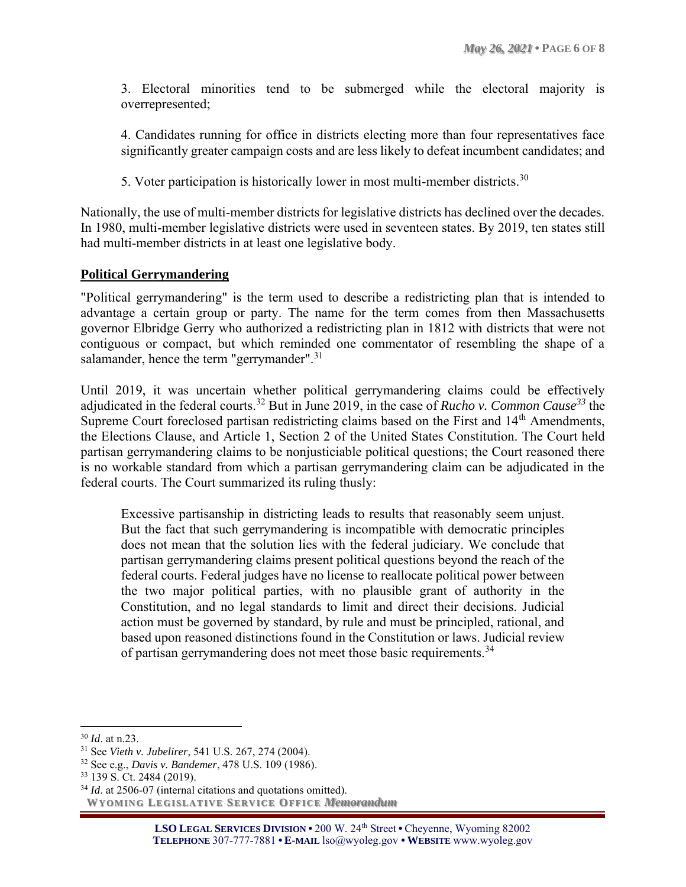3. Electoral minorities tend to be submerged while the electoral majority is overrepresented;

4. Candidates running for office in districts electing more than four representatives face significantly greater campaign costs and are less likely to defeat incumbent candidates; and

5. Voter participation is historically lower in most multi-member districts.[30]

Nationally, the use of multi-member districts for legislative districts has declined over the decades. In 1980, multi-member legislative districts were used in seventeen states. By 2019, ten states still had multi-member districts in at least one legislative body.

**Political Gerrymandering**

"Political gerrymandering" is the term used to describe a redistricting plan that is intended to advantage a certain group or party. The name for the term comes from then Massachusetts governor Elbridge Gerry who authorized a redistricting plan in 1812 with districts that were not contiguous or compact, but which reminded one commentator of resembling the shape of a salamander, hence the term "gerrymander".[31]

Until 2019, it was uncertain whether political gerrymandering claims could be effectively adjudicated in the federal courts.[32] But in June 2019, in the case of *Rucho v. Common Cause*[33] the Supreme Court foreclosed partisan redistricting claims based on the First and 14th Amendments, the Elections Clause, and Article 1, Section 2 of the United States Constitution. The Court held partisan gerrymandering claims to be nonjusticiable political questions; the Court reasoned there is no workable standard from which a partisan gerrymandering claim can be adjudicated in the federal courts. The Court summarized its ruling thusly:

> Excessive partisanship in districting leads to results that reasonably seem unjust. But the fact that such gerrymandering is incompatible with democratic principles does not mean that the solution lies with the federal judiciary. We conclude that partisan gerrymandering claims present political questions beyond the reach of the federal courts. Federal judges have no license to reallocate political power between the two major political parties, with no plausible grant of authority in the Constitution, and no legal standards to limit and direct their decisions. Judicial action must be governed by standard, by rule and must be principled, rational, and based upon reasoned distinctions found in the Constitution or laws. Judicial review of partisan gerrymandering does not meet those basic requirements.[34]

---

[30] *Id*. at n.23.

[31] See *Vieth v. Jubelirer*, 541 U.S. 267, 274 (2004).

[32] See e.g., *Davis v. Bandemer*, 478 U.S. 109 (1986).

[33] 139 S. Ct. 2484 (2019).

[34] *Id*. at 2506-07 (internal citations and quotations omitted).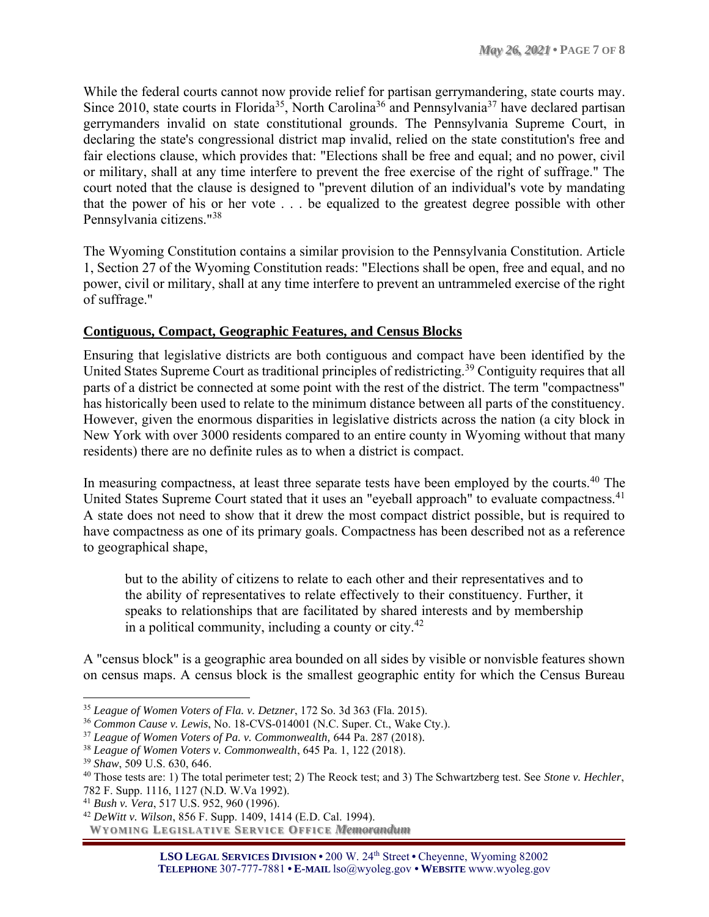While the federal courts cannot now provide relief for partisan gerrymandering, state courts may. Since 2010, state courts in Florida[35], North Carolina[36] and Pennsylvania[37] have declared partisan gerrymanders invalid on state constitutional grounds. The Pennsylvania Supreme Court, in declaring the state's congressional district map invalid, relied on the state constitution's free and fair elections clause, which provides that: "Elections shall be free and equal; and no power, civil or military, shall at any time interfere to prevent the free exercise of the right of suffrage." The court noted that the clause is designed to "prevent dilution of an individual's vote by mandating that the power of his or her vote . . . be equalized to the greatest degree possible with other Pennsylvania citizens."[38]

The Wyoming Constitution contains a similar provision to the Pennsylvania Constitution. Article 1, Section 27 of the Wyoming Constitution reads: "Elections shall be open, free and equal, and no power, civil or military, shall at any time interfere to prevent an untrammeled exercise of the right of suffrage."

**Contiguous, Compact, Geographic Features, and Census Blocks**

Ensuring that legislative districts are both contiguous and compact have been identified by the United States Supreme Court as traditional principles of redistricting.[39] Contiguity requires that all parts of a district be connected at some point with the rest of the district. The term "compactness" has historically been used to relate to the minimum distance between all parts of the constituency. However, given the enormous disparities in legislative districts across the nation (a city block in New York with over 3000 residents compared to an entire county in Wyoming without that many residents) there are no definite rules as to when a district is compact.

In measuring compactness, at least three separate tests have been employed by the courts.[40] The United States Supreme Court stated that it uses an "eyeball approach" to evaluate compactness.[41] A state does not need to show that it drew the most compact district possible, but is required to have compactness as one of its primary goals. Compactness has been described not as a reference to geographical shape,

> but to the ability of citizens to relate to each other and their representatives and to the ability of representatives to relate effectively to their constituency. Further, it speaks to relationships that are facilitated by shared interests and by membership in a political community, including a county or city.[42]

A "census block" is a geographic area bounded on all sides by visible or nonvisble features shown on census maps. A census block is the smallest geographic entity for which the Census Bureau

---

[35] *League of Women Voters of Fla. v. Detzner*, 172 So. 3d 363 (Fla. 2015).

[36] *Common Cause v. Lewis*, No. 18-CVS-014001 (N.C. Super. Ct., Wake Cty.).

[37] *League of Women Voters of Pa. v. Commonwealth,* 644 Pa. 287 (2018).

[38] *League of Women Voters v. Commonwealth*, 645 Pa. 1, 122 (2018).

[39] *Shaw*, 509 U.S. 630, 646.

[40] Those tests are: 1) The total perimeter test; 2) The Reock test; and 3) The Schwartzberg test. See *Stone v. Hechler*, 782 F. Supp. 1116, 1127 (N.D. W.Va 1992).

[41] *Bush v. Vera*, 517 U.S. 952, 960 (1996).

[42] *DeWitt v. Wilson*, 856 F. Supp. 1409, 1414 (E.D. Cal. 1994).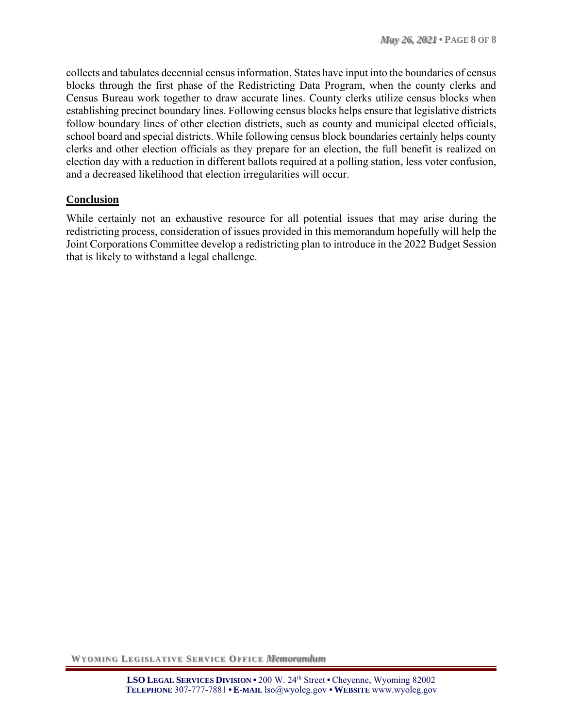collects and tabulates decennial census information. States have input into the boundaries of census blocks through the first phase of the Redistricting Data Program, when the county clerks and Census Bureau work together to draw accurate lines. County clerks utilize census blocks when establishing precinct boundary lines. Following census blocks helps ensure that legislative districts follow boundary lines of other election districts, such as county and municipal elected officials, school board and special districts. While following census block boundaries certainly helps county clerks and other election officials as they prepare for an election, the full benefit is realized on election day with a reduction in different ballots required at a polling station, less voter confusion, and a decreased likelihood that election irregularities will occur.

## Conclusion

While certainly not an exhaustive resource for all potential issues that may arise during the redistricting process, consideration of issues provided in this memorandum hopefully will help the Joint Corporations Committee develop a redistricting plan to introduce in the 2022 Budget Session that is likely to withstand a legal challenge.